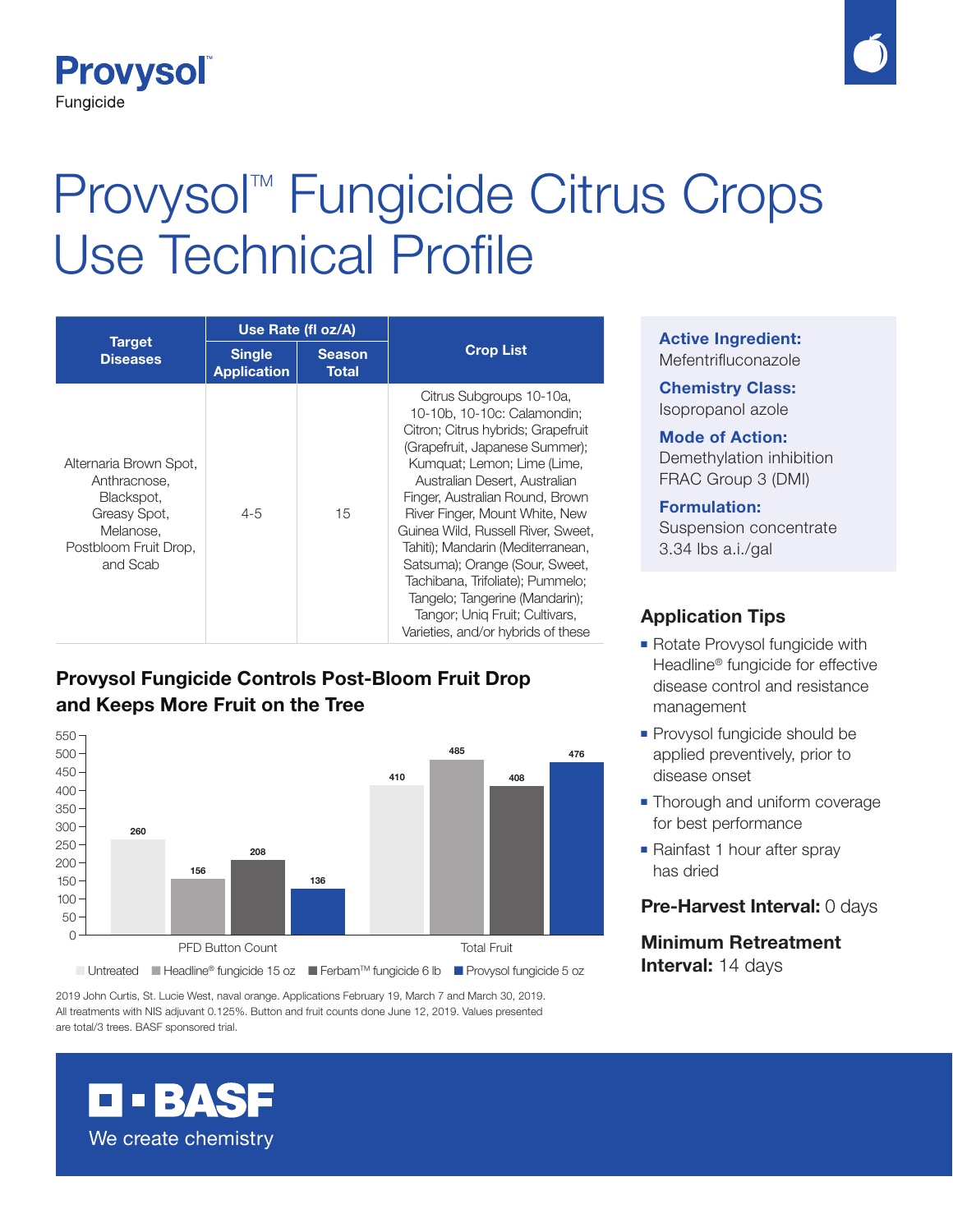**Provysol™**
Fungicide

# Provysol™ Fungicide Citrus Crops Use Technical Profile

| Target Diseases | Use Rate (fl oz/A) | | Crop List |
|---|---|---|---|
| | Single Application | Season Total | |
| Alternaria Brown Spot, Anthracnose, Blackspot, Greasy Spot, Melanose, Postbloom Fruit Drop, and Scab | 4-5 | 15 | Citrus Subgroups 10-10a, 10-10b, 10-10c: Calamondin; Citron; Citrus hybrids; Grapefruit (Grapefruit, Japanese Summer); Kumquat; Lemon; Lime (Lime, Australian Desert, Australian Finger, Australian Round, Brown River Finger, Mount White, New Guinea Wild, Russell River, Sweet, Tahiti); Mandarin (Mediterranean, Satsuma); Orange (Sour, Sweet, Tachibana, Trifoliate); Pummelo; Tangelo; Tangerine (Mandarin); Tangor; Uniq Fruit; Cultivars, Varieties, and/or hybrids of these |

**Active Ingredient:**
Mefentrifluconazole

**Chemistry Class:**
Isopropanol azole

**Mode of Action:**
Demethylation inhibition
FRAC Group 3 (DMI)

**Formulation:**
Suspension concentrate
3.34 lbs a.i./gal

## Provysol Fungicide Controls Post-Bloom Fruit Drop and Keeps More Fruit on the Tree

| | Untreated | Headline® fungicide 15 oz | Ferbam™ fungicide 6 lb | Provysol fungicide 5 oz |
|---|---|---|---|---|
| PFD Button Count | 260 | 156 | 208 | 136 |
| Total Fruit | 410 | 485 | 408 | 476 |

2019 John Curtis, St. Lucie West, naval orange. Applications February 19, March 7 and March 30, 2019. All treatments with NIS adjuvant 0.125%. Button and fruit counts done June 12, 2019. Values presented are total/3 trees. BASF sponsored trial.

## Application Tips

- Rotate Provysol fungicide with Headline® fungicide for effective disease control and resistance management
- Provysol fungicide should be applied preventively, prior to disease onset
- Thorough and uniform coverage for best performance
- Rainfast 1 hour after spray has dried

**Pre-Harvest Interval:** 0 days

**Minimum Retreatment Interval:** 14 days

**BASF**
We create chemistry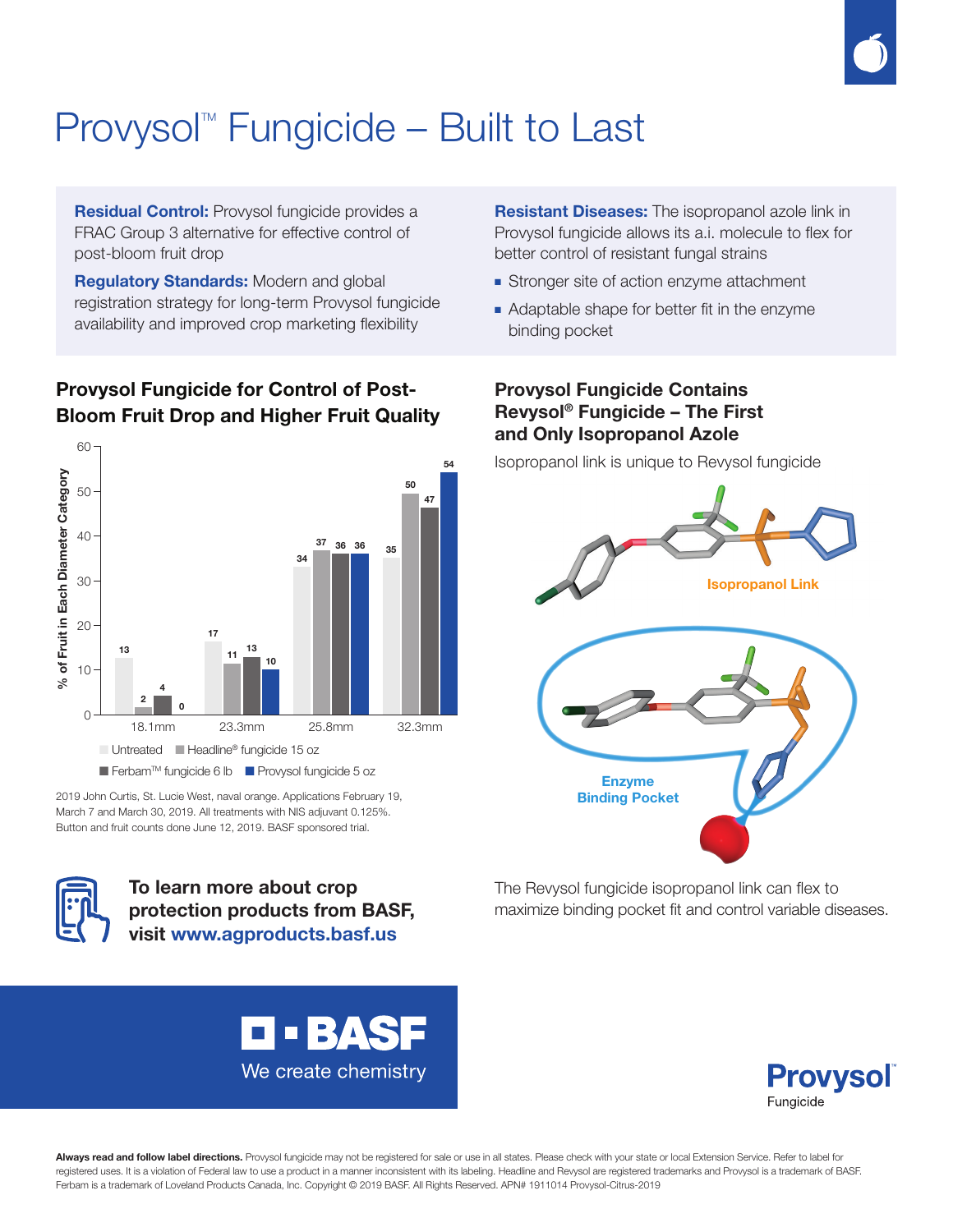# Provysol™ Fungicide – Built to Last

**Residual Control:** Provysol fungicide provides a FRAC Group 3 alternative for effective control of post-bloom fruit drop

**Regulatory Standards:** Modern and global registration strategy for long-term Provysol fungicide availability and improved crop marketing flexibility

**Resistant Diseases:** The isopropanol azole link in Provysol fungicide allows its a.i. molecule to flex for better control of resistant fungal strains

- Stronger site of action enzyme attachment
- Adaptable shape for better fit in the enzyme binding pocket

## Provysol Fungicide for Control of Post-Bloom Fruit Drop and Higher Fruit Quality

% of Fruit in Each Diameter Category

0, 10, 20, 30, 40, 50, 60

18.1mm: 13, 2, 4, 0
23.3mm: 17, 11, 13, 10
25.8mm: 34, 37, 36, 36
32.3mm: 35, 50, 47, 54

Untreated | Headline® fungicide 15 oz | Ferbam™ fungicide 6 lb | Provysol fungicide 5 oz

2019 John Curtis, St. Lucie West, naval orange. Applications February 19, March 7 and March 30, 2019. All treatments with NIS adjuvant 0.125%. Button and fruit counts done June 12, 2019. BASF sponsored trial.

## Provysol Fungicide Contains Revysol® Fungicide – The First and Only Isopropanol Azole

Isopropanol link is unique to Revysol fungicide

Isopropanol Link

Enzyme Binding Pocket

The Revysol fungicide isopropanol link can flex to maximize binding pocket fit and control variable diseases.

**To learn more about crop protection products from BASF, visit www.agproducts.basf.us**

BASF
We create chemistry

Provysol™
Fungicide

**Always read and follow label directions.** Provysol fungicide may not be registered for sale or use in all states. Please check with your state or local Extension Service. Refer to label for registered uses. It is a violation of Federal law to use a product in a manner inconsistent with its labeling. Headline and Revysol are registered trademarks and Provysol is a trademark of BASF. Ferbam is a trademark of Loveland Products Canada, Inc. Copyright © 2019 BASF. All Rights Reserved. APN# 1911014 Provysol-Citrus-2019